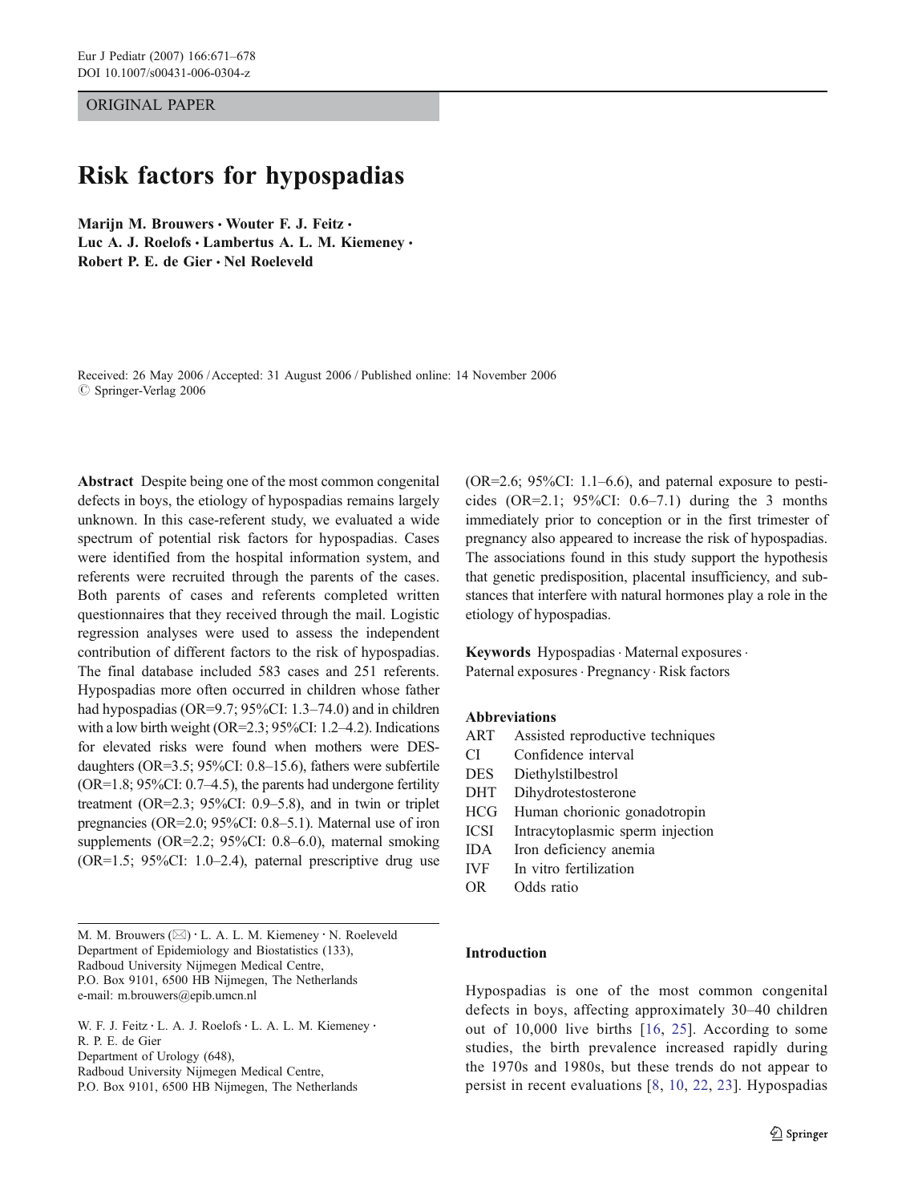ORIGINAL PAPER

# Risk factors for hypospadias

**Marijn M. Brouwers · Wouter F. J. Feitz · Luc A. J. Roelofs · Lambertus A. L. M. Kiemeney · Robert P. E. de Gier · Nel Roeleveld**

Received: 26 May 2006 / Accepted: 31 August 2006 / Published online: 14 November 2006
© Springer-Verlag 2006

**Abstract** Despite being one of the most common congenital defects in boys, the etiology of hypospadias remains largely unknown. In this case-referent study, we evaluated a wide spectrum of potential risk factors for hypospadias. Cases were identified from the hospital information system, and referents were recruited through the parents of the cases. Both parents of cases and referents completed written questionnaires that they received through the mail. Logistic regression analyses were used to assess the independent contribution of different factors to the risk of hypospadias. The final database included 583 cases and 251 referents. Hypospadias more often occurred in children whose father had hypospadias (OR=9.7; 95%CI: 1.3–74.0) and in children with a low birth weight (OR=2.3; 95%CI: 1.2–4.2). Indications for elevated risks were found when mothers were DES-daughters (OR=3.5; 95%CI: 0.8–15.6), fathers were subfertile (OR=1.8; 95%CI: 0.7–4.5), the parents had undergone fertility treatment (OR=2.3; 95%CI: 0.9–5.8), and in twin or triplet pregnancies (OR=2.0; 95%CI: 0.8–5.1). Maternal use of iron supplements (OR=2.2; 95%CI: 0.8–6.0), maternal smoking (OR=1.5; 95%CI: 1.0–2.4), paternal prescriptive drug use (OR=2.6; 95%CI: 1.1–6.6), and paternal exposure to pesticides (OR=2.1; 95%CI: 0.6–7.1) during the 3 months immediately prior to conception or in the first trimester of pregnancy also appeared to increase the risk of hypospadias. The associations found in this study support the hypothesis that genetic predisposition, placental insufficiency, and substances that interfere with natural hormones play a role in the etiology of hypospadias.

**Keywords** Hypospadias · Maternal exposures · Paternal exposures · Pregnancy · Risk factors

**Abbreviations**

| | |
|---|---|
| ART | Assisted reproductive techniques |
| CI | Confidence interval |
| DES | Diethylstilbestrol |
| DHT | Dihydrotestosterone |
| HCG | Human chorionic gonadotropin |
| ICSI | Intracytoplasmic sperm injection |
| IDA | Iron deficiency anemia |
| IVF | In vitro fertilization |
| OR | Odds ratio |

M. M. Brouwers (✉) · L. A. L. M. Kiemeney · N. Roeleveld
Department of Epidemiology and Biostatistics (133),
Radboud University Nijmegen Medical Centre,
P.O. Box 9101, 6500 HB Nijmegen, The Netherlands
e-mail: m.brouwers@epib.umcn.nl

W. F. J. Feitz · L. A. J. Roelofs · L. A. L. M. Kiemeney ·
R. P. E. de Gier
Department of Urology (648),
Radboud University Nijmegen Medical Centre,
P.O. Box 9101, 6500 HB Nijmegen, The Netherlands

## Introduction

Hypospadias is one of the most common congenital defects in boys, affecting approximately 30–40 children out of 10,000 live births [16, 25]. According to some studies, the birth prevalence increased rapidly during the 1970s and 1980s, but these trends do not appear to persist in recent evaluations [8, 10, 22, 23]. Hypospadias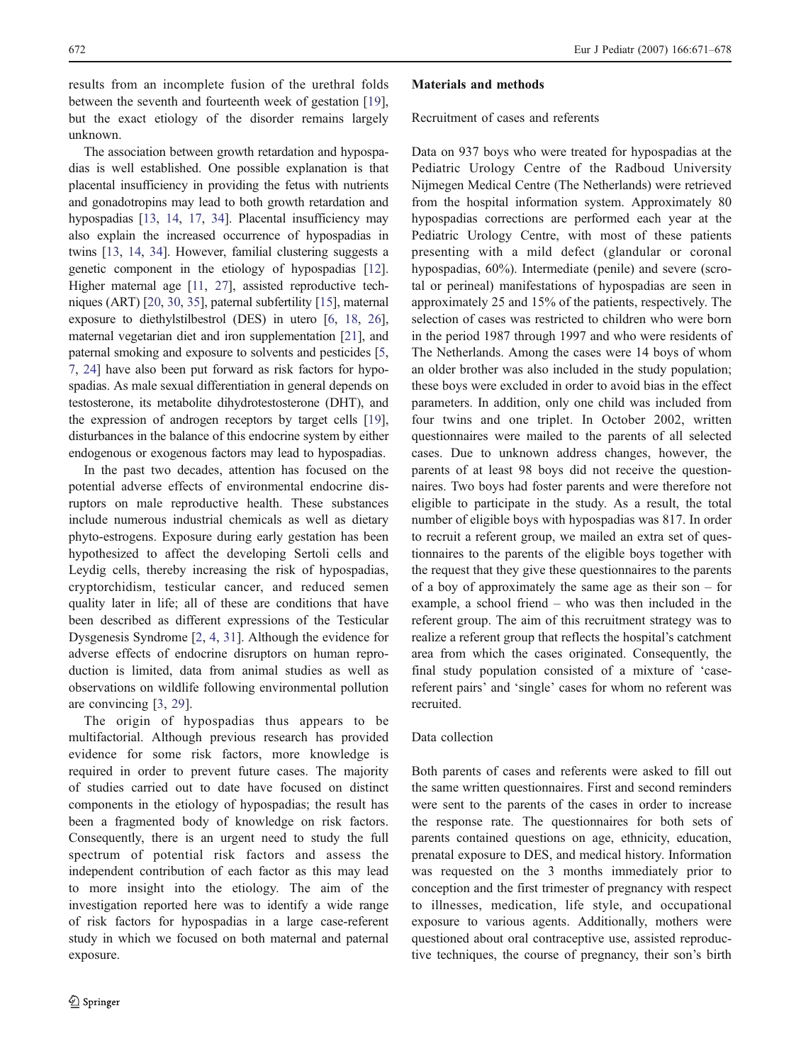results from an incomplete fusion of the urethral folds between the seventh and fourteenth week of gestation [19], but the exact etiology of the disorder remains largely unknown.

The association between growth retardation and hypospadias is well established. One possible explanation is that placental insufficiency in providing the fetus with nutrients and gonadotropins may lead to both growth retardation and hypospadias [13, 14, 17, 34]. Placental insufficiency may also explain the increased occurrence of hypospadias in twins [13, 14, 34]. However, familial clustering suggests a genetic component in the etiology of hypospadias [12]. Higher maternal age [11, 27], assisted reproductive techniques (ART) [20, 30, 35], paternal subfertility [15], maternal exposure to diethylstilbestrol (DES) in utero [6, 18, 26], maternal vegetarian diet and iron supplementation [21], and paternal smoking and exposure to solvents and pesticides [5, 7, 24] have also been put forward as risk factors for hypospadias. As male sexual differentiation in general depends on testosterone, its metabolite dihydrotestosterone (DHT), and the expression of androgen receptors by target cells [19], disturbances in the balance of this endocrine system by either endogenous or exogenous factors may lead to hypospadias.

In the past two decades, attention has focused on the potential adverse effects of environmental endocrine disruptors on male reproductive health. These substances include numerous industrial chemicals as well as dietary phyto-estrogens. Exposure during early gestation has been hypothesized to affect the developing Sertoli cells and Leydig cells, thereby increasing the risk of hypospadias, cryptorchidism, testicular cancer, and reduced semen quality later in life; all of these are conditions that have been described as different expressions of the Testicular Dysgenesis Syndrome [2, 4, 31]. Although the evidence for adverse effects of endocrine disruptors on human reproduction is limited, data from animal studies as well as observations on wildlife following environmental pollution are convincing [3, 29].

The origin of hypospadias thus appears to be multifactorial. Although previous research has provided evidence for some risk factors, more knowledge is required in order to prevent future cases. The majority of studies carried out to date have focused on distinct components in the etiology of hypospadias; the result has been a fragmented body of knowledge on risk factors. Consequently, there is an urgent need to study the full spectrum of potential risk factors and assess the independent contribution of each factor as this may lead to more insight into the etiology. The aim of the investigation reported here was to identify a wide range of risk factors for hypospadias in a large case-referent study in which we focused on both maternal and paternal exposure.

## Materials and methods

### Recruitment of cases and referents

Data on 937 boys who were treated for hypospadias at the Pediatric Urology Centre of the Radboud University Nijmegen Medical Centre (The Netherlands) were retrieved from the hospital information system. Approximately 80 hypospadias corrections are performed each year at the Pediatric Urology Centre, with most of these patients presenting with a mild defect (glandular or coronal hypospadias, 60%). Intermediate (penile) and severe (scrotal or perineal) manifestations of hypospadias are seen in approximately 25 and 15% of the patients, respectively. The selection of cases was restricted to children who were born in the period 1987 through 1997 and who were residents of The Netherlands. Among the cases were 14 boys of whom an older brother was also included in the study population; these boys were excluded in order to avoid bias in the effect parameters. In addition, only one child was included from four twins and one triplet. In October 2002, written questionnaires were mailed to the parents of all selected cases. Due to unknown address changes, however, the parents of at least 98 boys did not receive the questionnaires. Two boys had foster parents and were therefore not eligible to participate in the study. As a result, the total number of eligible boys with hypospadias was 817. In order to recruit a referent group, we mailed an extra set of questionnaires to the parents of the eligible boys together with the request that they give these questionnaires to the parents of a boy of approximately the same age as their son – for example, a school friend – who was then included in the referent group. The aim of this recruitment strategy was to realize a referent group that reflects the hospital's catchment area from which the cases originated. Consequently, the final study population consisted of a mixture of 'case-referent pairs' and 'single' cases for whom no referent was recruited.

### Data collection

Both parents of cases and referents were asked to fill out the same written questionnaires. First and second reminders were sent to the parents of the cases in order to increase the response rate. The questionnaires for both sets of parents contained questions on age, ethnicity, education, prenatal exposure to DES, and medical history. Information was requested on the 3 months immediately prior to conception and the first trimester of pregnancy with respect to illnesses, medication, life style, and occupational exposure to various agents. Additionally, mothers were questioned about oral contraceptive use, assisted reproductive techniques, the course of pregnancy, their son's birth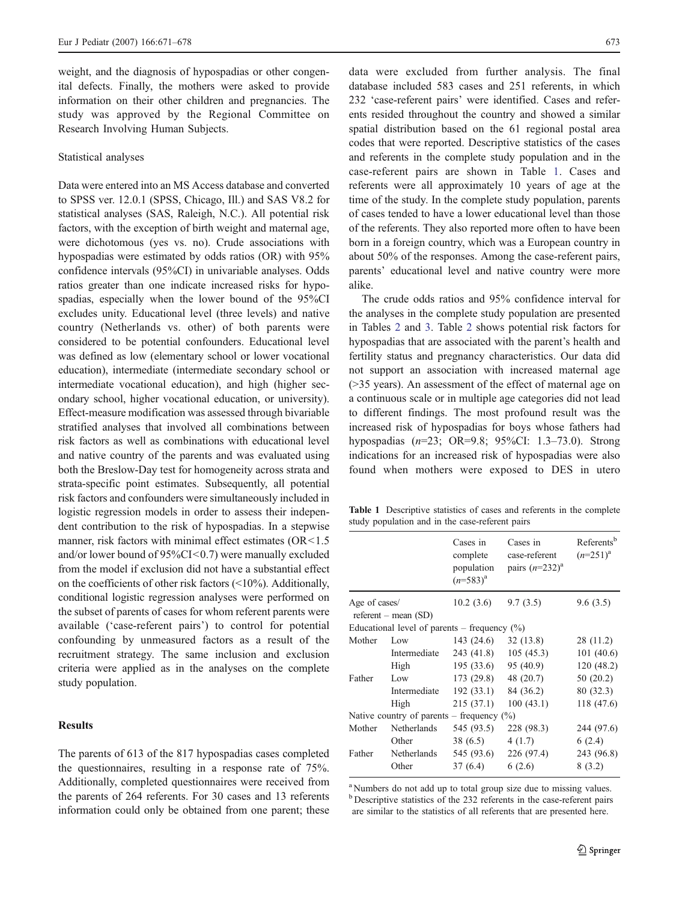weight, and the diagnosis of hypospadias or other congenital defects. Finally, the mothers were asked to provide information on their other children and pregnancies. The study was approved by the Regional Committee on Research Involving Human Subjects.

### Statistical analyses

Data were entered into an MS Access database and converted to SPSS ver. 12.0.1 (SPSS, Chicago, Ill.) and SAS V8.2 for statistical analyses (SAS, Raleigh, N.C.). All potential risk factors, with the exception of birth weight and maternal age, were dichotomous (yes vs. no). Crude associations with hypospadias were estimated by odds ratios (OR) with 95% confidence intervals (95%CI) in univariable analyses. Odds ratios greater than one indicate increased risks for hypospadias, especially when the lower bound of the 95%CI excludes unity. Educational level (three levels) and native country (Netherlands vs. other) of both parents were considered to be potential confounders. Educational level was defined as low (elementary school or lower vocational education), intermediate (intermediate secondary school or intermediate vocational education), and high (higher secondary school, higher vocational education, or university). Effect-measure modification was assessed through bivariable stratified analyses that involved all combinations between risk factors as well as combinations with educational level and native country of the parents and was evaluated using both the Breslow-Day test for homogeneity across strata and strata-specific point estimates. Subsequently, all potential risk factors and confounders were simultaneously included in logistic regression models in order to assess their independent contribution to the risk of hypospadias. In a stepwise manner, risk factors with minimal effect estimates (OR<1.5 and/or lower bound of 95%CI<0.7) were manually excluded from the model if exclusion did not have a substantial effect on the coefficients of other risk factors (<10%). Additionally, conditional logistic regression analyses were performed on the subset of parents of cases for whom referent parents were available ('case-referent pairs') to control for potential confounding by unmeasured factors as a result of the recruitment strategy. The same inclusion and exclusion criteria were applied as in the analyses on the complete study population.

## Results

The parents of 613 of the 817 hypospadias cases completed the questionnaires, resulting in a response rate of 75%. Additionally, completed questionnaires were received from the parents of 264 referents. For 30 cases and 13 referents information could only be obtained from one parent; these data were excluded from further analysis. The final database included 583 cases and 251 referents, in which 232 'case-referent pairs' were identified. Cases and referents resided throughout the country and showed a similar spatial distribution based on the 61 regional postal area codes that were reported. Descriptive statistics of the cases and referents in the complete study population and in the case-referent pairs are shown in Table 1. Cases and referents were all approximately 10 years of age at the time of the study. In the complete study population, parents of cases tended to have a lower educational level than those of the referents. They also reported more often to have been born in a foreign country, which was a European country in about 50% of the responses. Among the case-referent pairs, parents' educational level and native country were more alike.

The crude odds ratios and 95% confidence interval for the analyses in the complete study population are presented in Tables 2 and 3. Table 2 shows potential risk factors for hypospadias that are associated with the parent's health and fertility status and pregnancy characteristics. Our data did not support an association with increased maternal age (>35 years). An assessment of the effect of maternal age on a continuous scale or in multiple age categories did not lead to different findings. The most profound result was the increased risk of hypospadias for boys whose fathers had hypospadias (*n*=23; OR=9.8; 95%CI: 1.3–73.0). Strong indications for an increased risk of hypospadias were also found when mothers were exposed to DES in utero

**Table 1** Descriptive statistics of cases and referents in the complete study population and in the case-referent pairs

| | | Cases in complete population (*n*=583)[a] | Cases in case-referent pairs (*n*=232)[a] | Referents[b] (*n*=251)[a] |
|---|---|---|---|---|
| Age of cases/ referent – mean (SD) | | 10.2 (3.6) | 9.7 (3.5) | 9.6 (3.5) |
| Educational level of parents – frequency (%) | | | | |
| Mother | Low | 143 (24.6) | 32 (13.8) | 28 (11.2) |
| | Intermediate | 243 (41.8) | 105 (45.3) | 101 (40.6) |
| | High | 195 (33.6) | 95 (40.9) | 120 (48.2) |
| Father | Low | 173 (29.8) | 48 (20.7) | 50 (20.2) |
| | Intermediate | 192 (33.1) | 84 (36.2) | 80 (32.3) |
| | High | 215 (37.1) | 100 (43.1) | 118 (47.6) |
| Native country of parents – frequency (%) | | | | |
| Mother | Netherlands | 545 (93.5) | 228 (98.3) | 244 (97.6) |
| | Other | 38 (6.5) | 4 (1.7) | 6 (2.4) |
| Father | Netherlands | 545 (93.6) | 226 (97.4) | 243 (96.8) |
| | Other | 37 (6.4) | 6 (2.6) | 8 (3.2) |

[a] Numbers do not add up to total group size due to missing values.
[b] Descriptive statistics of the 232 referents in the case-referent pairs are similar to the statistics of all referents that are presented here.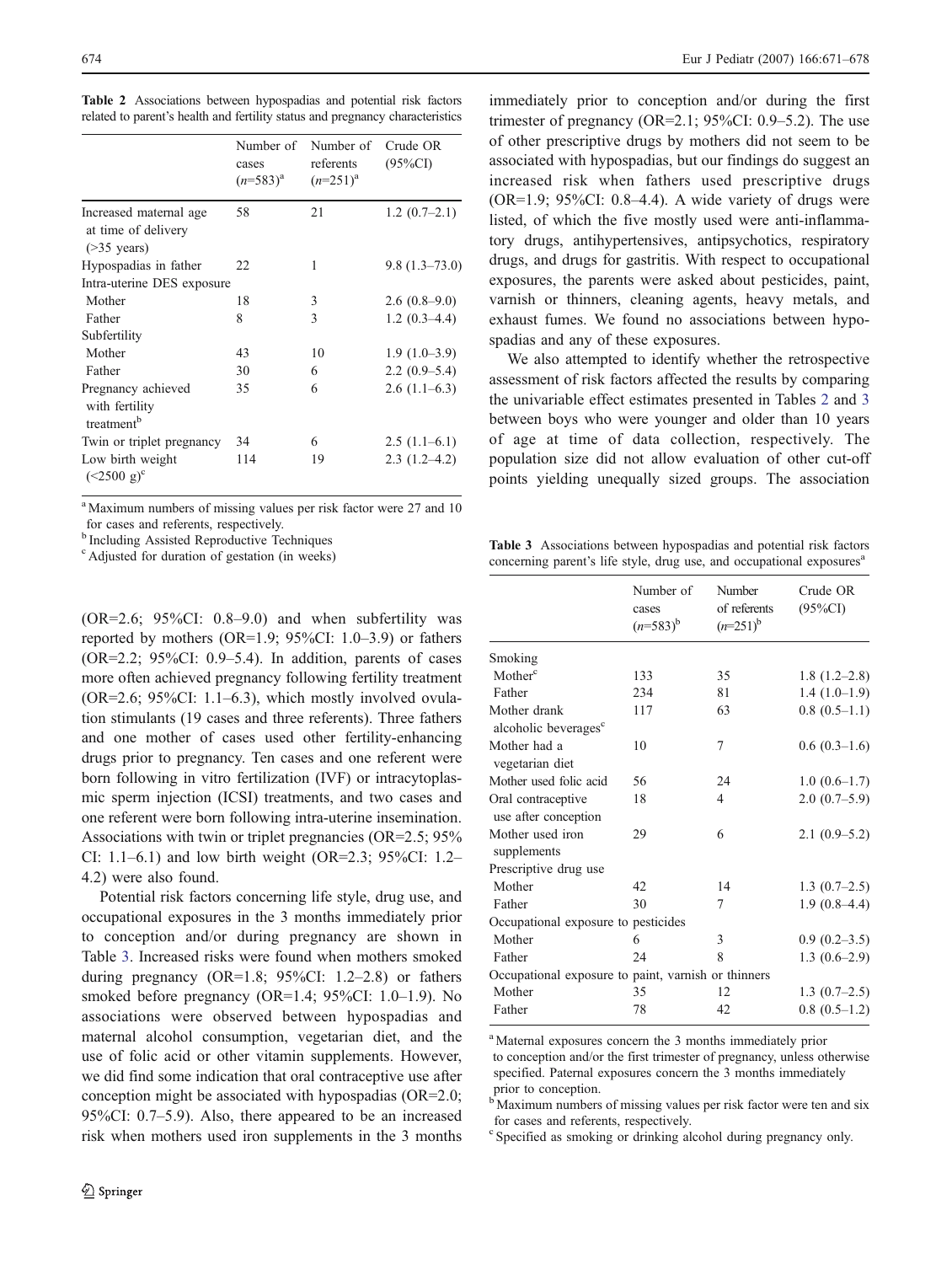**Table 2** Associations between hypospadias and potential risk factors related to parent's health and fertility status and pregnancy characteristics

| | Number of cases ($n$=583)[a] | Number of referents ($n$=251)[a] | Crude OR (95%CI) |
|---|---|---|---|
| Increased maternal age at time of delivery (>35 years) | 58 | 21 | 1.2 (0.7–2.1) |
| Hypospadias in father | 22 | 1 | 9.8 (1.3–73.0) |
| Intra-uterine DES exposure | | | |
| Mother | 18 | 3 | 2.6 (0.8–9.0) |
| Father | 8 | 3 | 1.2 (0.3–4.4) |
| Subfertility | | | |
| Mother | 43 | 10 | 1.9 (1.0–3.9) |
| Father | 30 | 6 | 2.2 (0.9–5.4) |
| Pregnancy achieved with fertility treatment[b] | 35 | 6 | 2.6 (1.1–6.3) |
| Twin or triplet pregnancy | 34 | 6 | 2.5 (1.1–6.1) |
| Low birth weight (<2500 g)[c] | 114 | 19 | 2.3 (1.2–4.2) |

[a] Maximum numbers of missing values per risk factor were 27 and 10 for cases and referents, respectively.

[b] Including Assisted Reproductive Techniques

[c] Adjusted for duration of gestation (in weeks)

(OR=2.6; 95%CI: 0.8–9.0) and when subfertility was reported by mothers (OR=1.9; 95%CI: 1.0–3.9) or fathers (OR=2.2; 95%CI: 0.9–5.4). In addition, parents of cases more often achieved pregnancy following fertility treatment (OR=2.6; 95%CI: 1.1–6.3), which mostly involved ovulation stimulants (19 cases and three referents). Three fathers and one mother of cases used other fertility-enhancing drugs prior to pregnancy. Ten cases and one referent were born following in vitro fertilization (IVF) or intracytoplasmic sperm injection (ICSI) treatments, and two cases and one referent were born following intra-uterine insemination. Associations with twin or triplet pregnancies (OR=2.5; 95% CI: 1.1–6.1) and low birth weight (OR=2.3; 95%CI: 1.2–4.2) were also found.

Potential risk factors concerning life style, drug use, and occupational exposures in the 3 months immediately prior to conception and/or during pregnancy are shown in Table 3. Increased risks were found when mothers smoked during pregnancy (OR=1.8; 95%CI: 1.2–2.8) or fathers smoked before pregnancy (OR=1.4; 95%CI: 1.0–1.9). No associations were observed between hypospadias and maternal alcohol consumption, vegetarian diet, and the use of folic acid or other vitamin supplements. However, we did find some indication that oral contraceptive use after conception might be associated with hypospadias (OR=2.0; 95%CI: 0.7–5.9). Also, there appeared to be an increased risk when mothers used iron supplements in the 3 months immediately prior to conception and/or during the first trimester of pregnancy (OR=2.1; 95%CI: 0.9–5.2). The use of other prescriptive drugs by mothers did not seem to be associated with hypospadias, but our findings do suggest an increased risk when fathers used prescriptive drugs (OR=1.9; 95%CI: 0.8–4.4). A wide variety of drugs were listed, of which the five mostly used were anti-inflammatory drugs, antihypertensives, antipsychotics, respiratory drugs, and drugs for gastritis. With respect to occupational exposures, the parents were asked about pesticides, paint, varnish or thinners, cleaning agents, heavy metals, and exhaust fumes. We found no associations between hypospadias and any of these exposures.

We also attempted to identify whether the retrospective assessment of risk factors affected the results by comparing the univariable effect estimates presented in Tables 2 and 3 between boys who were younger and older than 10 years of age at time of data collection, respectively. The population size did not allow evaluation of other cut-off points yielding unequally sized groups. The association

**Table 3** Associations between hypospadias and potential risk factors concerning parent's life style, drug use, and occupational exposures[a]

| | Number of cases ($n$=583)[b] | Number of referents ($n$=251)[b] | Crude OR (95%CI) |
|---|---|---|---|
| Smoking | | | |
| Mother[c] | 133 | 35 | 1.8 (1.2–2.8) |
| Father | 234 | 81 | 1.4 (1.0–1.9) |
| Mother drank alcoholic beverages[c] | 117 | 63 | 0.8 (0.5–1.1) |
| Mother had a vegetarian diet | 10 | 7 | 0.6 (0.3–1.6) |
| Mother used folic acid | 56 | 24 | 1.0 (0.6–1.7) |
| Oral contraceptive use after conception | 18 | 4 | 2.0 (0.7–5.9) |
| Mother used iron supplements | 29 | 6 | 2.1 (0.9–5.2) |
| Prescriptive drug use | | | |
| Mother | 42 | 14 | 1.3 (0.7–2.5) |
| Father | 30 | 7 | 1.9 (0.8–4.4) |
| Occupational exposure to pesticides | | | |
| Mother | 6 | 3 | 0.9 (0.2–3.5) |
| Father | 24 | 8 | 1.3 (0.6–2.9) |
| Occupational exposure to paint, varnish or thinners | | | |
| Mother | 35 | 12 | 1.3 (0.7–2.5) |
| Father | 78 | 42 | 0.8 (0.5–1.2) |

[a] Maternal exposures concern the 3 months immediately prior to conception and/or the first trimester of pregnancy, unless otherwise specified. Paternal exposures concern the 3 months immediately prior to conception.

[b] Maximum numbers of missing values per risk factor were ten and six for cases and referents, respectively.

[c] Specified as smoking or drinking alcohol during pregnancy only.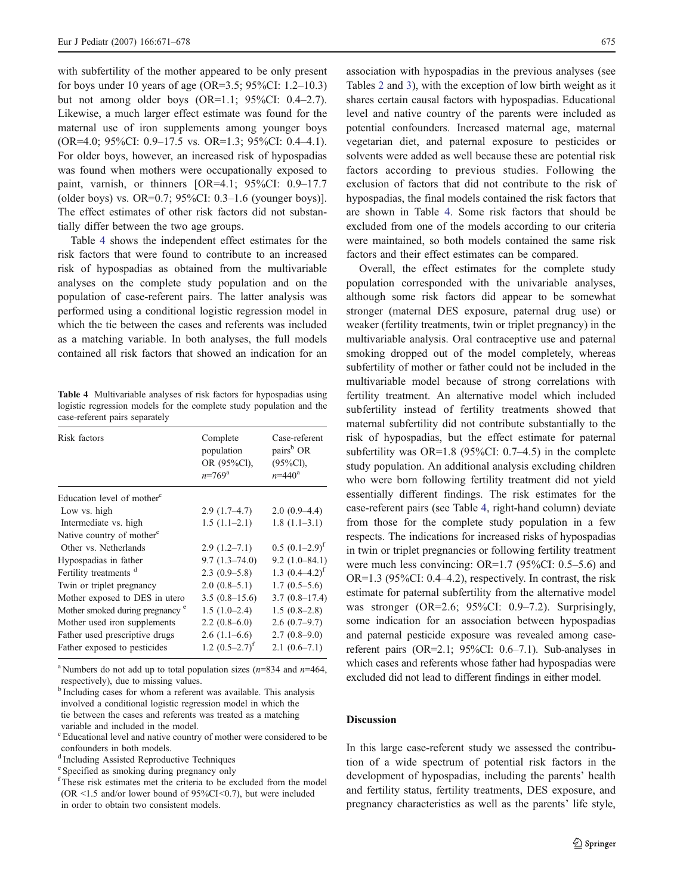with subfertility of the mother appeared to be only present for boys under 10 years of age (OR=3.5; 95%CI: 1.2–10.3) but not among older boys (OR=1.1; 95%CI: 0.4–2.7). Likewise, a much larger effect estimate was found for the maternal use of iron supplements among younger boys (OR=4.0; 95%CI: 0.9–17.5 vs. OR=1.3; 95%CI: 0.4–4.1). For older boys, however, an increased risk of hypospadias was found when mothers were occupationally exposed to paint, varnish, or thinners [OR=4.1; 95%CI: 0.9–17.7 (older boys) vs. OR=0.7; 95%CI: 0.3–1.6 (younger boys)]. The effect estimates of other risk factors did not substantially differ between the two age groups.

Table 4 shows the independent effect estimates for the risk factors that were found to contribute to an increased risk of hypospadias as obtained from the multivariable analyses on the complete study population and on the population of case-referent pairs. The latter analysis was performed using a conditional logistic regression model in which the tie between the cases and referents was included as a matching variable. In both analyses, the full models contained all risk factors that showed an indication for an association with hypospadias in the previous analyses (see Tables 2 and 3), with the exception of low birth weight as it shares certain causal factors with hypospadias. Educational level and native country of the parents were included as potential confounders. Increased maternal age, maternal vegetarian diet, and paternal exposure to pesticides or solvents were added as well because these are potential risk factors according to previous studies. Following the exclusion of factors that did not contribute to the risk of hypospadias, the final models contained the risk factors that are shown in Table 4. Some risk factors that should be excluded from one of the models according to our criteria were maintained, so both models contained the same risk factors and their effect estimates can be compared.

**Table 4** Multivariable analyses of risk factors for hypospadias using logistic regression models for the complete study population and the case-referent pairs separately

| Risk factors | Complete population OR (95%CI), n=769[a] | Case-referent pairs[b] OR (95%CI), n=440[a] |
|---|---|---|
| Education level of mother[c] | | |
| Low vs. high | 2.9 (1.7–4.7) | 2.0 (0.9–4.4) |
| Intermediate vs. high | 1.5 (1.1–2.1) | 1.8 (1.1–3.1) |
| Native country of mother[c] | | |
| Other vs. Netherlands | 2.9 (1.2–7.1) | 0.5 (0.1–2.9)[f] |
| Hypospadias in father | 9.7 (1.3–74.0) | 9.2 (1.0–84.1) |
| Fertility treatments [d] | 2.3 (0.9–5.8) | 1.3 (0.4–4.2)[f] |
| Twin or triplet pregnancy | 2.0 (0.8–5.1) | 1.7 (0.5–5.6) |
| Mother exposed to DES in utero | 3.5 (0.8–15.6) | 3.7 (0.8–17.4) |
| Mother smoked during pregnancy [e] | 1.5 (1.0–2.4) | 1.5 (0.8–2.8) |
| Mother used iron supplements | 2.2 (0.8–6.0) | 2.6 (0.7–9.7) |
| Father used prescriptive drugs | 2.6 (1.1–6.6) | 2.7 (0.8–9.0) |
| Father exposed to pesticides | 1.2 (0.5–2.7)[f] | 2.1 (0.6–7.1) |

[a] Numbers do not add up to total population sizes (n=834 and n=464, respectively), due to missing values.

[b] Including cases for whom a referent was available. This analysis involved a conditional logistic regression model in which the tie between the cases and referents was treated as a matching variable and included in the model.

[c] Educational level and native country of mother were considered to be confounders in both models.

[d] Including Assisted Reproductive Techniques

[e] Specified as smoking during pregnancy only

[f] These risk estimates met the criteria to be excluded from the model (OR <1.5 and/or lower bound of 95%CI<0.7), but were included in order to obtain two consistent models.

Overall, the effect estimates for the complete study population corresponded with the univariable analyses, although some risk factors did appear to be somewhat stronger (maternal DES exposure, paternal drug use) or weaker (fertility treatments, twin or triplet pregnancy) in the multivariable analysis. Oral contraceptive use and paternal smoking dropped out of the model completely, whereas subfertility of mother or father could not be included in the multivariable model because of strong correlations with fertility treatment. An alternative model which included subfertility instead of fertility treatments showed that maternal subfertility did not contribute substantially to the risk of hypospadias, but the effect estimate for paternal subfertility was OR=1.8 (95%CI: 0.7–4.5) in the complete study population. An additional analysis excluding children who were born following fertility treatment did not yield essentially different findings. The risk estimates for the case-referent pairs (see Table 4, right-hand column) deviate from those for the complete study population in a few respects. The indications for increased risks of hypospadias in twin or triplet pregnancies or following fertility treatment were much less convincing: OR=1.7 (95%CI: 0.5–5.6) and OR=1.3 (95%CI: 0.4–4.2), respectively. In contrast, the risk estimate for paternal subfertility from the alternative model was stronger (OR=2.6; 95%CI: 0.9–7.2). Surprisingly, some indication for an association between hypospadias and paternal pesticide exposure was revealed among case-referent pairs (OR=2.1; 95%CI: 0.6–7.1). Sub-analyses in which cases and referents whose father had hypospadias were excluded did not lead to different findings in either model.

## Discussion

In this large case-referent study we assessed the contribution of a wide spectrum of potential risk factors in the development of hypospadias, including the parents' health and fertility status, fertility treatments, DES exposure, and pregnancy characteristics as well as the parents' life style,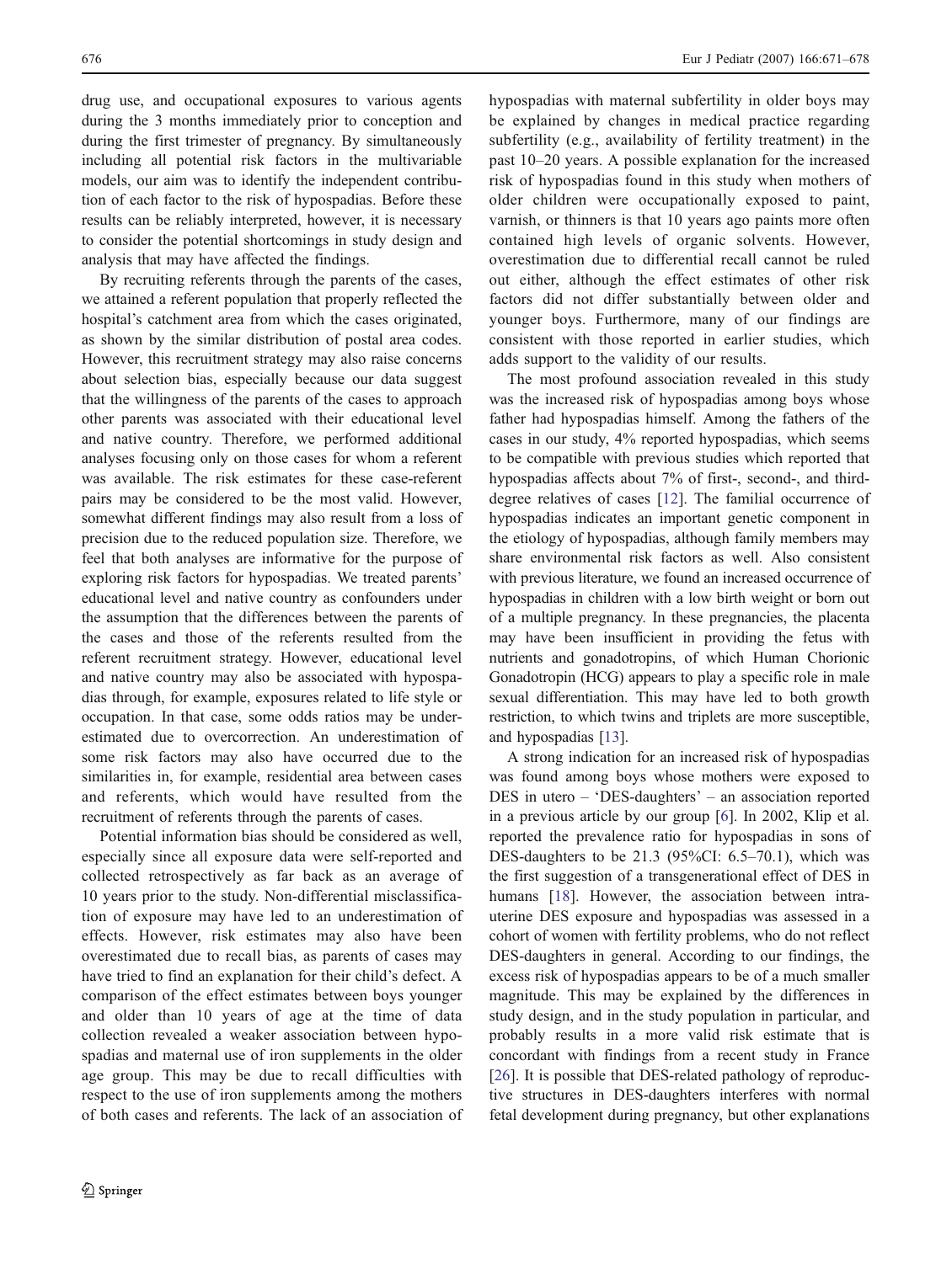drug use, and occupational exposures to various agents during the 3 months immediately prior to conception and during the first trimester of pregnancy. By simultaneously including all potential risk factors in the multivariable models, our aim was to identify the independent contribution of each factor to the risk of hypospadias. Before these results can be reliably interpreted, however, it is necessary to consider the potential shortcomings in study design and analysis that may have affected the findings.

By recruiting referents through the parents of the cases, we attained a referent population that properly reflected the hospital's catchment area from which the cases originated, as shown by the similar distribution of postal area codes. However, this recruitment strategy may also raise concerns about selection bias, especially because our data suggest that the willingness of the parents of the cases to approach other parents was associated with their educational level and native country. Therefore, we performed additional analyses focusing only on those cases for whom a referent was available. The risk estimates for these case-referent pairs may be considered to be the most valid. However, somewhat different findings may also result from a loss of precision due to the reduced population size. Therefore, we feel that both analyses are informative for the purpose of exploring risk factors for hypospadias. We treated parents' educational level and native country as confounders under the assumption that the differences between the parents of the cases and those of the referents resulted from the referent recruitment strategy. However, educational level and native country may also be associated with hypospadias through, for example, exposures related to life style or occupation. In that case, some odds ratios may be underestimated due to overcorrection. An underestimation of some risk factors may also have occurred due to the similarities in, for example, residential area between cases and referents, which would have resulted from the recruitment of referents through the parents of cases.

Potential information bias should be considered as well, especially since all exposure data were self-reported and collected retrospectively as far back as an average of 10 years prior to the study. Non-differential misclassification of exposure may have led to an underestimation of effects. However, risk estimates may also have been overestimated due to recall bias, as parents of cases may have tried to find an explanation for their child's defect. A comparison of the effect estimates between boys younger and older than 10 years of age at the time of data collection revealed a weaker association between hypospadias and maternal use of iron supplements in the older age group. This may be due to recall difficulties with respect to the use of iron supplements among the mothers of both cases and referents. The lack of an association of hypospadias with maternal subfertility in older boys may be explained by changes in medical practice regarding subfertility (e.g., availability of fertility treatment) in the past 10–20 years. A possible explanation for the increased risk of hypospadias found in this study when mothers of older children were occupationally exposed to paint, varnish, or thinners is that 10 years ago paints more often contained high levels of organic solvents. However, overestimation due to differential recall cannot be ruled out either, although the effect estimates of other risk factors did not differ substantially between older and younger boys. Furthermore, many of our findings are consistent with those reported in earlier studies, which adds support to the validity of our results.

The most profound association revealed in this study was the increased risk of hypospadias among boys whose father had hypospadias himself. Among the fathers of the cases in our study, 4% reported hypospadias, which seems to be compatible with previous studies which reported that hypospadias affects about 7% of first-, second-, and third-degree relatives of cases [12]. The familial occurrence of hypospadias indicates an important genetic component in the etiology of hypospadias, although family members may share environmental risk factors as well. Also consistent with previous literature, we found an increased occurrence of hypospadias in children with a low birth weight or born out of a multiple pregnancy. In these pregnancies, the placenta may have been insufficient in providing the fetus with nutrients and gonadotropins, of which Human Chorionic Gonadotropin (HCG) appears to play a specific role in male sexual differentiation. This may have led to both growth restriction, to which twins and triplets are more susceptible, and hypospadias [13].

A strong indication for an increased risk of hypospadias was found among boys whose mothers were exposed to DES in utero – 'DES-daughters' – an association reported in a previous article by our group [6]. In 2002, Klip et al. reported the prevalence ratio for hypospadias in sons of DES-daughters to be 21.3 (95%CI: 6.5–70.1), which was the first suggestion of a transgenerational effect of DES in humans [18]. However, the association between intrauterine DES exposure and hypospadias was assessed in a cohort of women with fertility problems, who do not reflect DES-daughters in general. According to our findings, the excess risk of hypospadias appears to be of a much smaller magnitude. This may be explained by the differences in study design, and in the study population in particular, and probably results in a more valid risk estimate that is concordant with findings from a recent study in France [26]. It is possible that DES-related pathology of reproductive structures in DES-daughters interferes with normal fetal development during pregnancy, but other explanations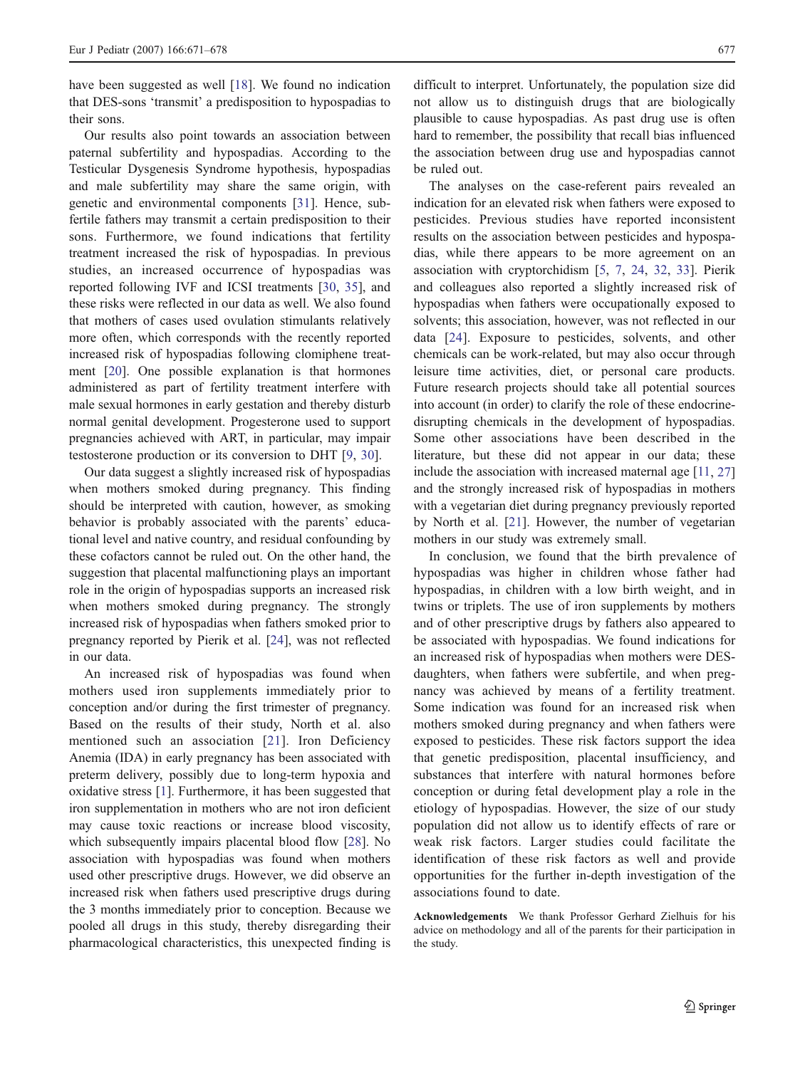have been suggested as well [18]. We found no indication that DES-sons 'transmit' a predisposition to hypospadias to their sons.

Our results also point towards an association between paternal subfertility and hypospadias. According to the Testicular Dysgenesis Syndrome hypothesis, hypospadias and male subfertility may share the same origin, with genetic and environmental components [31]. Hence, subfertile fathers may transmit a certain predisposition to their sons. Furthermore, we found indications that fertility treatment increased the risk of hypospadias. In previous studies, an increased occurrence of hypospadias was reported following IVF and ICSI treatments [30, 35], and these risks were reflected in our data as well. We also found that mothers of cases used ovulation stimulants relatively more often, which corresponds with the recently reported increased risk of hypospadias following clomiphene treatment [20]. One possible explanation is that hormones administered as part of fertility treatment interfere with male sexual hormones in early gestation and thereby disturb normal genital development. Progesterone used to support pregnancies achieved with ART, in particular, may impair testosterone production or its conversion to DHT [9, 30].

Our data suggest a slightly increased risk of hypospadias when mothers smoked during pregnancy. This finding should be interpreted with caution, however, as smoking behavior is probably associated with the parents' educational level and native country, and residual confounding by these cofactors cannot be ruled out. On the other hand, the suggestion that placental malfunctioning plays an important role in the origin of hypospadias supports an increased risk when mothers smoked during pregnancy. The strongly increased risk of hypospadias when fathers smoked prior to pregnancy reported by Pierik et al. [24], was not reflected in our data.

An increased risk of hypospadias was found when mothers used iron supplements immediately prior to conception and/or during the first trimester of pregnancy. Based on the results of their study, North et al. also mentioned such an association [21]. Iron Deficiency Anemia (IDA) in early pregnancy has been associated with preterm delivery, possibly due to long-term hypoxia and oxidative stress [1]. Furthermore, it has been suggested that iron supplementation in mothers who are not iron deficient may cause toxic reactions or increase blood viscosity, which subsequently impairs placental blood flow [28]. No association with hypospadias was found when mothers used other prescriptive drugs. However, we did observe an increased risk when fathers used prescriptive drugs during the 3 months immediately prior to conception. Because we pooled all drugs in this study, thereby disregarding their pharmacological characteristics, this unexpected finding is difficult to interpret. Unfortunately, the population size did not allow us to distinguish drugs that are biologically plausible to cause hypospadias. As past drug use is often hard to remember, the possibility that recall bias influenced the association between drug use and hypospadias cannot be ruled out.

The analyses on the case-referent pairs revealed an indication for an elevated risk when fathers were exposed to pesticides. Previous studies have reported inconsistent results on the association between pesticides and hypospadias, while there appears to be more agreement on an association with cryptorchidism [5, 7, 24, 32, 33]. Pierik and colleagues also reported a slightly increased risk of hypospadias when fathers were occupationally exposed to solvents; this association, however, was not reflected in our data [24]. Exposure to pesticides, solvents, and other chemicals can be work-related, but may also occur through leisure time activities, diet, or personal care products. Future research projects should take all potential sources into account (in order) to clarify the role of these endocrine-disrupting chemicals in the development of hypospadias. Some other associations have been described in the literature, but these did not appear in our data; these include the association with increased maternal age [11, 27] and the strongly increased risk of hypospadias in mothers with a vegetarian diet during pregnancy previously reported by North et al. [21]. However, the number of vegetarian mothers in our study was extremely small.

In conclusion, we found that the birth prevalence of hypospadias was higher in children whose father had hypospadias, in children with a low birth weight, and in twins or triplets. The use of iron supplements by mothers and of other prescriptive drugs by fathers also appeared to be associated with hypospadias. We found indications for an increased risk of hypospadias when mothers were DES-daughters, when fathers were subfertile, and when pregnancy was achieved by means of a fertility treatment. Some indication was found for an increased risk when mothers smoked during pregnancy and when fathers were exposed to pesticides. These risk factors support the idea that genetic predisposition, placental insufficiency, and substances that interfere with natural hormones before conception or during fetal development play a role in the etiology of hypospadias. However, the size of our study population did not allow us to identify effects of rare or weak risk factors. Larger studies could facilitate the identification of these risk factors as well and provide opportunities for the further in-depth investigation of the associations found to date.

**Acknowledgements** We thank Professor Gerhard Zielhuis for his advice on methodology and all of the parents for their participation in the study.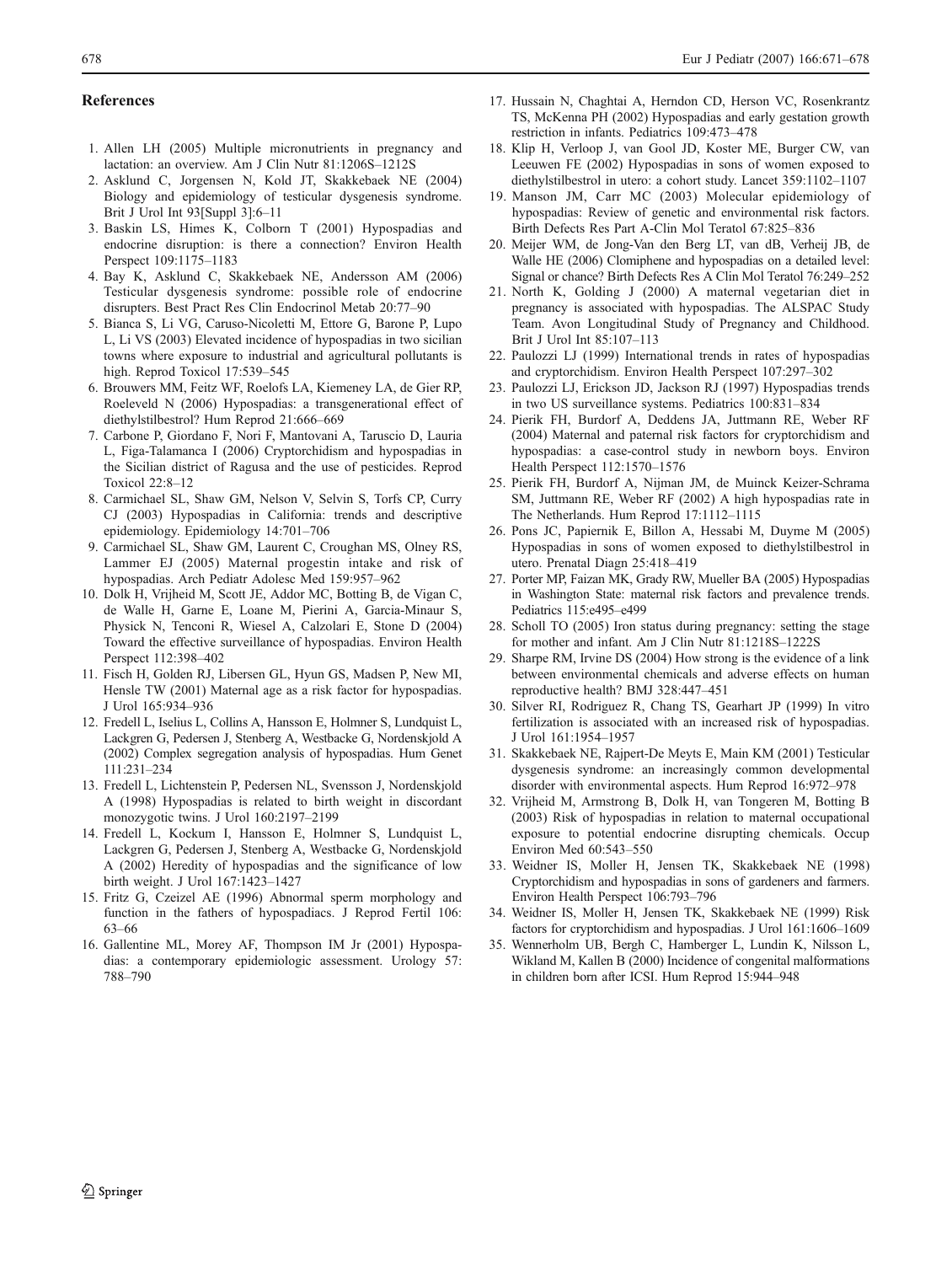## References

1. Allen LH (2005) Multiple micronutrients in pregnancy and lactation: an overview. Am J Clin Nutr 81:1206S–1212S
2. Asklund C, Jorgensen N, Kold JT, Skakkebaek NE (2004) Biology and epidemiology of testicular dysgenesis syndrome. Brit J Urol Int 93[Suppl 3]:6–11
3. Baskin LS, Himes K, Colborn T (2001) Hypospadias and endocrine disruption: is there a connection? Environ Health Perspect 109:1175–1183
4. Bay K, Asklund C, Skakkebaek NE, Andersson AM (2006) Testicular dysgenesis syndrome: possible role of endocrine disrupters. Best Pract Res Clin Endocrinol Metab 20:77–90
5. Bianca S, Li VG, Caruso-Nicoletti M, Ettore G, Barone P, Lupo L, Li VS (2003) Elevated incidence of hypospadias in two sicilian towns where exposure to industrial and agricultural pollutants is high. Reprod Toxicol 17:539–545
6. Brouwers MM, Feitz WF, Roelofs LA, Kiemeney LA, de Gier RP, Roeleveld N (2006) Hypospadias: a transgenerational effect of diethylstilbestrol? Hum Reprod 21:666–669
7. Carbone P, Giordano F, Nori F, Mantovani A, Taruscio D, Lauria L, Figa-Talamanca I (2006) Cryptorchidism and hypospadias in the Sicilian district of Ragusa and the use of pesticides. Reprod Toxicol 22:8–12
8. Carmichael SL, Shaw GM, Nelson V, Selvin S, Torfs CP, Curry CJ (2003) Hypospadias in California: trends and descriptive epidemiology. Epidemiology 14:701–706
9. Carmichael SL, Shaw GM, Laurent C, Croughan MS, Olney RS, Lammer EJ (2005) Maternal progestin intake and risk of hypospadias. Arch Pediatr Adolesc Med 159:957–962
10. Dolk H, Vrijheid M, Scott JE, Addor MC, Botting B, de Vigan C, de Walle H, Garne E, Loane M, Pierini A, Garcia-Minaur S, Physick N, Tenconi R, Wiesel A, Calzolari E, Stone D (2004) Toward the effective surveillance of hypospadias. Environ Health Perspect 112:398–402
11. Fisch H, Golden RJ, Libersen GL, Hyun GS, Madsen P, New MI, Hensle TW (2001) Maternal age as a risk factor for hypospadias. J Urol 165:934–936
12. Fredell L, Iselius L, Collins A, Hansson E, Holmner S, Lundquist L, Lackgren G, Pedersen J, Stenberg A, Westbacke G, Nordenskjold A (2002) Complex segregation analysis of hypospadias. Hum Genet 111:231–234
13. Fredell L, Lichtenstein P, Pedersen NL, Svensson J, Nordenskjold A (1998) Hypospadias is related to birth weight in discordant monozygotic twins. J Urol 160:2197–2199
14. Fredell L, Kockum I, Hansson E, Holmner S, Lundquist L, Lackgren G, Pedersen J, Stenberg A, Westbacke G, Nordenskjold A (2002) Heredity of hypospadias and the significance of low birth weight. J Urol 167:1423–1427
15. Fritz G, Czeizel AE (1996) Abnormal sperm morphology and function in the fathers of hypospadiacs. J Reprod Fertil 106: 63–66
16. Gallentine ML, Morey AF, Thompson IM Jr (2001) Hypospadias: a contemporary epidemiologic assessment. Urology 57: 788–790
17. Hussain N, Chaghtai A, Herndon CD, Herson VC, Rosenkrantz TS, McKenna PH (2002) Hypospadias and early gestation growth restriction in infants. Pediatrics 109:473–478
18. Klip H, Verloop J, van Gool JD, Koster ME, Burger CW, van Leeuwen FE (2002) Hypospadias in sons of women exposed to diethylstilbestrol in utero: a cohort study. Lancet 359:1102–1107
19. Manson JM, Carr MC (2003) Molecular epidemiology of hypospadias: Review of genetic and environmental risk factors. Birth Defects Res Part A-Clin Mol Teratol 67:825–836
20. Meijer WM, de Jong-Van den Berg LT, van dB, Verheij JB, de Walle HE (2006) Clomiphene and hypospadias on a detailed level: Signal or chance? Birth Defects Res A Clin Mol Teratol 76:249–252
21. North K, Golding J (2000) A maternal vegetarian diet in pregnancy is associated with hypospadias. The ALSPAC Study Team. Avon Longitudinal Study of Pregnancy and Childhood. Brit J Urol Int 85:107–113
22. Paulozzi LJ (1999) International trends in rates of hypospadias and cryptorchidism. Environ Health Perspect 107:297–302
23. Paulozzi LJ, Erickson JD, Jackson RJ (1997) Hypospadias trends in two US surveillance systems. Pediatrics 100:831–834
24. Pierik FH, Burdorf A, Deddens JA, Juttmann RE, Weber RF (2004) Maternal and paternal risk factors for cryptorchidism and hypospadias: a case-control study in newborn boys. Environ Health Perspect 112:1570–1576
25. Pierik FH, Burdorf A, Nijman JM, de Muinck Keizer-Schrama SM, Juttmann RE, Weber RF (2002) A high hypospadias rate in The Netherlands. Hum Reprod 17:1112–1115
26. Pons JC, Papiernik E, Billon A, Hessabi M, Duyme M (2005) Hypospadias in sons of women exposed to diethylstilbestrol in utero. Prenatal Diagn 25:418–419
27. Porter MP, Faizan MK, Grady RW, Mueller BA (2005) Hypospadias in Washington State: maternal risk factors and prevalence trends. Pediatrics 115:e495–e499
28. Scholl TO (2005) Iron status during pregnancy: setting the stage for mother and infant. Am J Clin Nutr 81:1218S–1222S
29. Sharpe RM, Irvine DS (2004) How strong is the evidence of a link between environmental chemicals and adverse effects on human reproductive health? BMJ 328:447–451
30. Silver RI, Rodriguez R, Chang TS, Gearhart JP (1999) In vitro fertilization is associated with an increased risk of hypospadias. J Urol 161:1954–1957
31. Skakkebaek NE, Rajpert-De Meyts E, Main KM (2001) Testicular dysgenesis syndrome: an increasingly common developmental disorder with environmental aspects. Hum Reprod 16:972–978
32. Vrijheid M, Armstrong B, Dolk H, van Tongeren M, Botting B (2003) Risk of hypospadias in relation to maternal occupational exposure to potential endocrine disrupting chemicals. Occup Environ Med 60:543–550
33. Weidner IS, Moller H, Jensen TK, Skakkebaek NE (1998) Cryptorchidism and hypospadias in sons of gardeners and farmers. Environ Health Perspect 106:793–796
34. Weidner IS, Moller H, Jensen TK, Skakkebaek NE (1999) Risk factors for cryptorchidism and hypospadias. J Urol 161:1606–1609
35. Wennerholm UB, Bergh C, Hamberger L, Lundin K, Nilsson L, Wikland M, Kallen B (2000) Incidence of congenital malformations in children born after ICSI. Hum Reprod 15:944–948